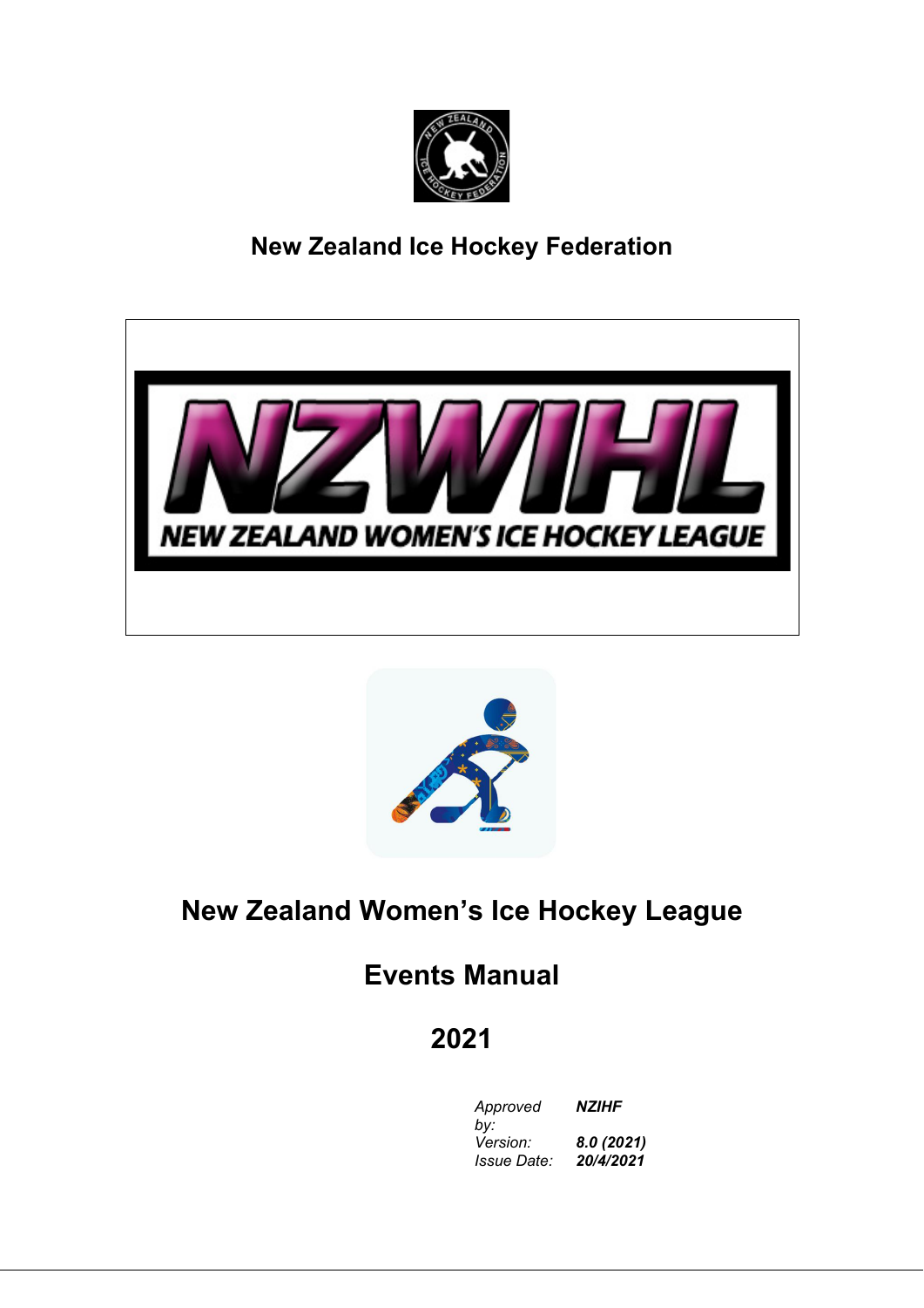# New Zealand Ice Hockey Federation

NZWIHL

NEW ZEALAND WOMEN'S ICE HOCKEY LEAGUE

# New Zealand Women's Ice Hockey League

# Events Manual

# 2021

| | |
|---|---|
| *Approved by:* | ***NZIHF*** |
| *Version:* | ***8.0 (2021)*** |
| *Issue Date:* | ***20/4/2021*** |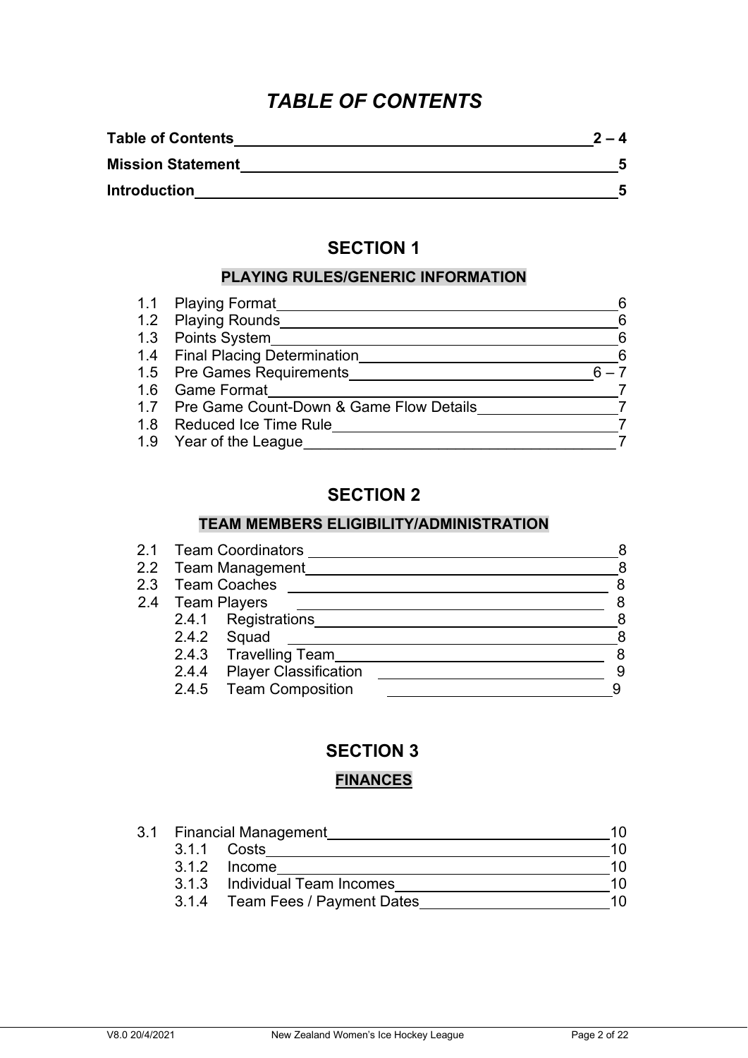# *TABLE OF CONTENTS*

| | |
|---|---|
| **Table of Contents** | **2 – 4** |
| **Mission Statement** | **5** |
| **Introduction** | **5** |

## SECTION 1

### PLAYING RULES/GENERIC INFORMATION

| | | |
|---|---|---|
| 1.1 | Playing Format | 6 |
| 1.2 | Playing Rounds | 6 |
| 1.3 | Points System | 6 |
| 1.4 | Final Placing Determination | 6 |
| 1.5 | Pre Games Requirements | 6 – 7 |
| 1.6 | Game Format | 7 |
| 1.7 | Pre Game Count-Down & Game Flow Details | 7 |
| 1.8 | Reduced Ice Time Rule | 7 |
| 1.9 | Year of the League | 7 |

## SECTION 2

### TEAM MEMBERS ELIGIBILITY/ADMINISTRATION

| | | |
|---|---|---|
| 2.1 | Team Coordinators | 8 |
| 2.2 | Team Management | 8 |
| 2.3 | Team Coaches | 8 |
| 2.4 | Team Players | 8 |
| 2.4.1 | Registrations | 8 |
| 2.4.2 | Squad | 8 |
| 2.4.3 | Travelling Team | 8 |
| 2.4.4 | Player Classification | 9 |
| 2.4.5 | Team Composition | 9 |

## SECTION 3

### FINANCES

| | | |
|---|---|---|
| 3.1 | Financial Management | 10 |
| 3.1.1 | Costs | 10 |
| 3.1.2 | Income | 10 |
| 3.1.3 | Individual Team Incomes | 10 |
| 3.1.4 | Team Fees / Payment Dates | 10 |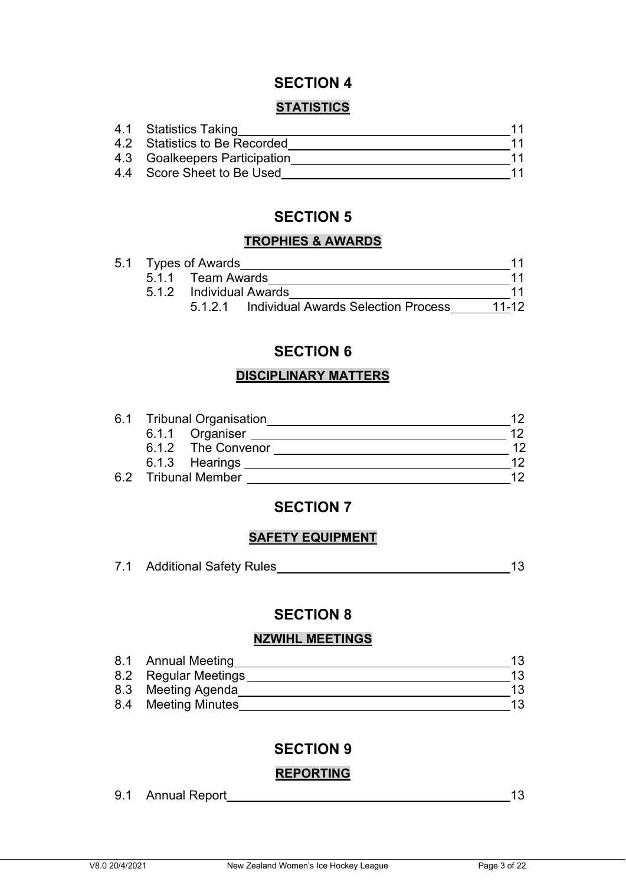## SECTION 4

**STATISTICS**

| | | |
|---|---|---|
| 4.1 | Statistics Taking | 11 |
| 4.2 | Statistics to Be Recorded | 11 |
| 4.3 | Goalkeepers Participation | 11 |
| 4.4 | Score Sheet to Be Used | 11 |

## SECTION 5

**TROPHIES & AWARDS**

| | | |
|---|---|---|
| 5.1 | Types of Awards | 11 |
| 5.1.1 | Team Awards | 11 |
| 5.1.2 | Individual Awards | 11 |
| 5.1.2.1 | Individual Awards Selection Process | 11-12 |

## SECTION 6

**DISCIPLINARY MATTERS**

| | | |
|---|---|---|
| 6.1 | Tribunal Organisation | 12 |
| 6.1.1 | Organiser | 12 |
| 6.1.2 | The Convenor | 12 |
| 6.1.3 | Hearings | 12 |
| 6.2 | Tribunal Member | 12 |

## SECTION 7

**SAFETY EQUIPMENT**

| | | |
|---|---|---|
| 7.1 | Additional Safety Rules | 13 |

## SECTION 8

**NZWIHL MEETINGS**

| | | |
|---|---|---|
| 8.1 | Annual Meeting | 13 |
| 8.2 | Regular Meetings | 13 |
| 8.3 | Meeting Agenda | 13 |
| 8.4 | Meeting Minutes | 13 |

## SECTION 9

**REPORTING**

| | | |
|---|---|---|
| 9.1 | Annual Report | 13 |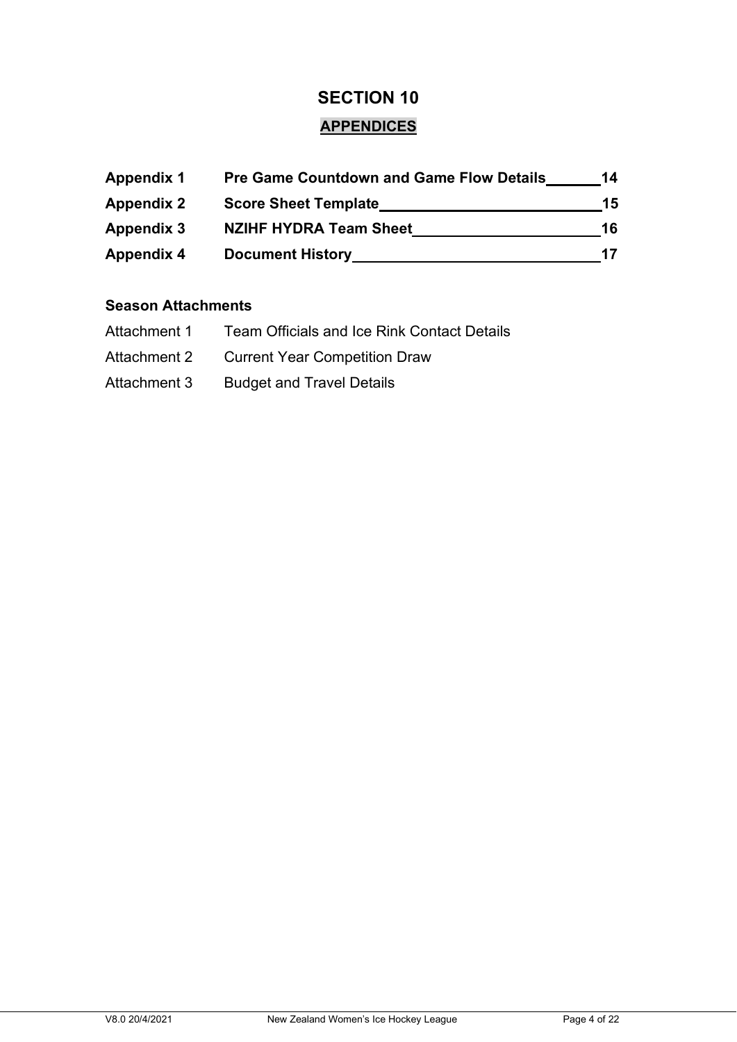# SECTION 10

## APPENDICES

| | | |
|---|---|---|
| **Appendix 1** | **Pre Game Countdown and Game Flow Details** | **14** |
| **Appendix 2** | **Score Sheet Template** | **15** |
| **Appendix 3** | **NZIHF HYDRA Team Sheet** | **16** |
| **Appendix 4** | **Document History** | **17** |

**Season Attachments**

| | |
|---|---|
| Attachment 1 | Team Officials and Ice Rink Contact Details |
| Attachment 2 | Current Year Competition Draw |
| Attachment 3 | Budget and Travel Details |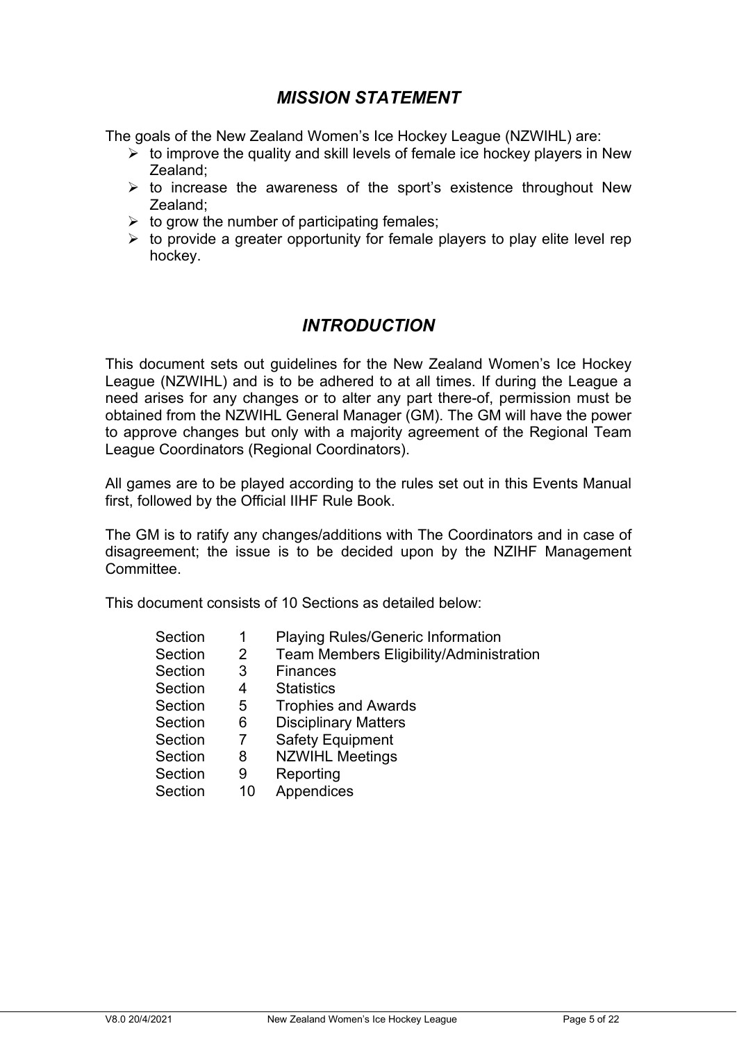## *MISSION STATEMENT*

The goals of the New Zealand Women's Ice Hockey League (NZWIHL) are:

- to improve the quality and skill levels of female ice hockey players in New Zealand;
- to increase the awareness of the sport's existence throughout New Zealand;
- to grow the number of participating females;
- to provide a greater opportunity for female players to play elite level rep hockey.

## *INTRODUCTION*

This document sets out guidelines for the New Zealand Women's Ice Hockey League (NZWIHL) and is to be adhered to at all times. If during the League a need arises for any changes or to alter any part there-of, permission must be obtained from the NZWIHL General Manager (GM). The GM will have the power to approve changes but only with a majority agreement of the Regional Team League Coordinators (Regional Coordinators).

All games are to be played according to the rules set out in this Events Manual first, followed by the Official IIHF Rule Book.

The GM is to ratify any changes/additions with The Coordinators and in case of disagreement; the issue is to be decided upon by the NZIHF Management Committee.

This document consists of 10 Sections as detailed below:

| | | |
|---|---|---|
| Section | 1 | Playing Rules/Generic Information |
| Section | 2 | Team Members Eligibility/Administration |
| Section | 3 | Finances |
| Section | 4 | Statistics |
| Section | 5 | Trophies and Awards |
| Section | 6 | Disciplinary Matters |
| Section | 7 | Safety Equipment |
| Section | 8 | NZWIHL Meetings |
| Section | 9 | Reporting |
| Section | 10 | Appendices |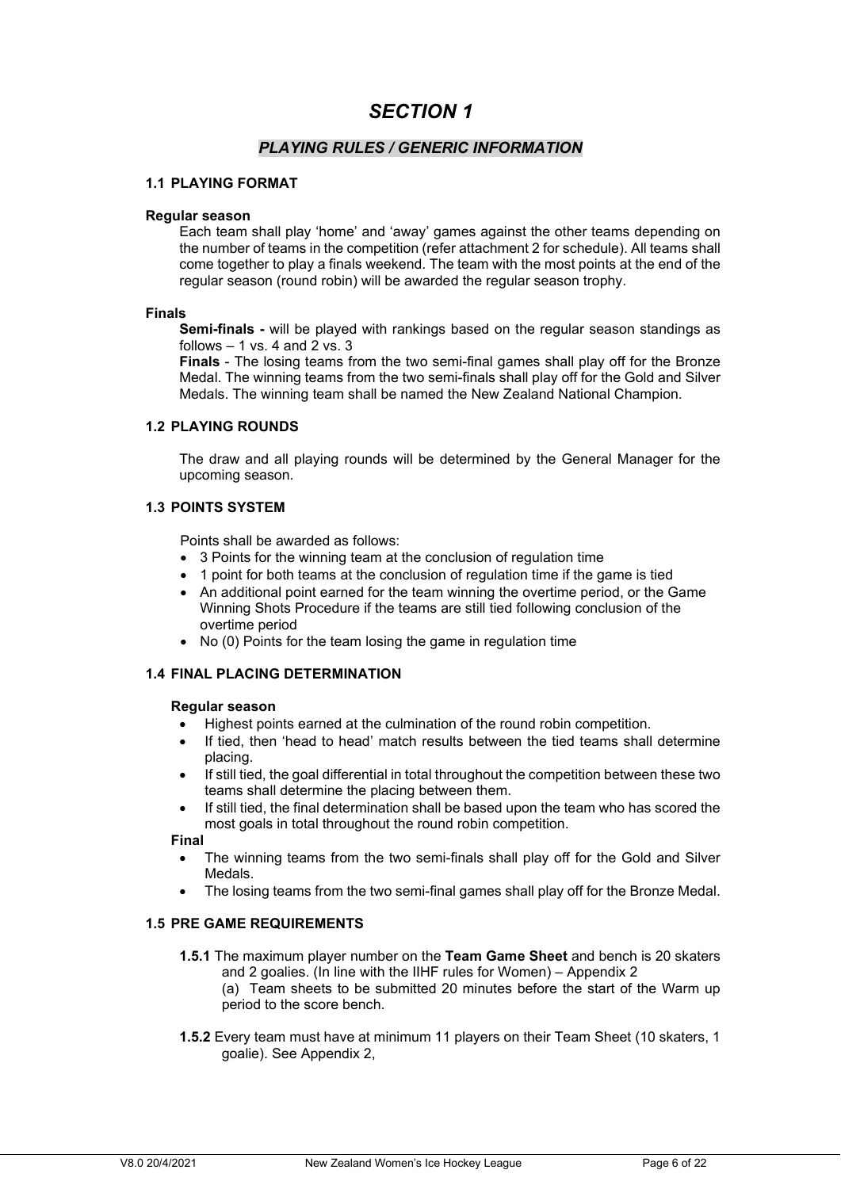# *SECTION 1*

## *PLAYING RULES / GENERIC INFORMATION*

### 1.1 PLAYING FORMAT

**Regular season**

Each team shall play 'home' and 'away' games against the other teams depending on the number of teams in the competition (refer attachment 2 for schedule). All teams shall come together to play a finals weekend. The team with the most points at the end of the regular season (round robin) will be awarded the regular season trophy.

**Finals**

**Semi-finals -** will be played with rankings based on the regular season standings as follows – 1 vs. 4 and 2 vs. 3

**Finals** - The losing teams from the two semi-final games shall play off for the Bronze Medal. The winning teams from the two semi-finals shall play off for the Gold and Silver Medals. The winning team shall be named the New Zealand National Champion.

### 1.2 PLAYING ROUNDS

The draw and all playing rounds will be determined by the General Manager for the upcoming season.

### 1.3 POINTS SYSTEM

Points shall be awarded as follows:

- 3 Points for the winning team at the conclusion of regulation time
- 1 point for both teams at the conclusion of regulation time if the game is tied
- An additional point earned for the team winning the overtime period, or the Game Winning Shots Procedure if the teams are still tied following conclusion of the overtime period
- No (0) Points for the team losing the game in regulation time

### 1.4 FINAL PLACING DETERMINATION

**Regular season**

- Highest points earned at the culmination of the round robin competition.
- If tied, then 'head to head' match results between the tied teams shall determine placing.
- If still tied, the goal differential in total throughout the competition between these two teams shall determine the placing between them.
- If still tied, the final determination shall be based upon the team who has scored the most goals in total throughout the round robin competition.

**Final**

- The winning teams from the two semi-finals shall play off for the Gold and Silver Medals.
- The losing teams from the two semi-final games shall play off for the Bronze Medal.

### 1.5 PRE GAME REQUIREMENTS

**1.5.1** The maximum player number on the **Team Game Sheet** and bench is 20 skaters and 2 goalies. (In line with the IIHF rules for Women) – Appendix 2

(a) Team sheets to be submitted 20 minutes before the start of the Warm up period to the score bench.

**1.5.2** Every team must have at minimum 11 players on their Team Sheet (10 skaters, 1 goalie). See Appendix 2,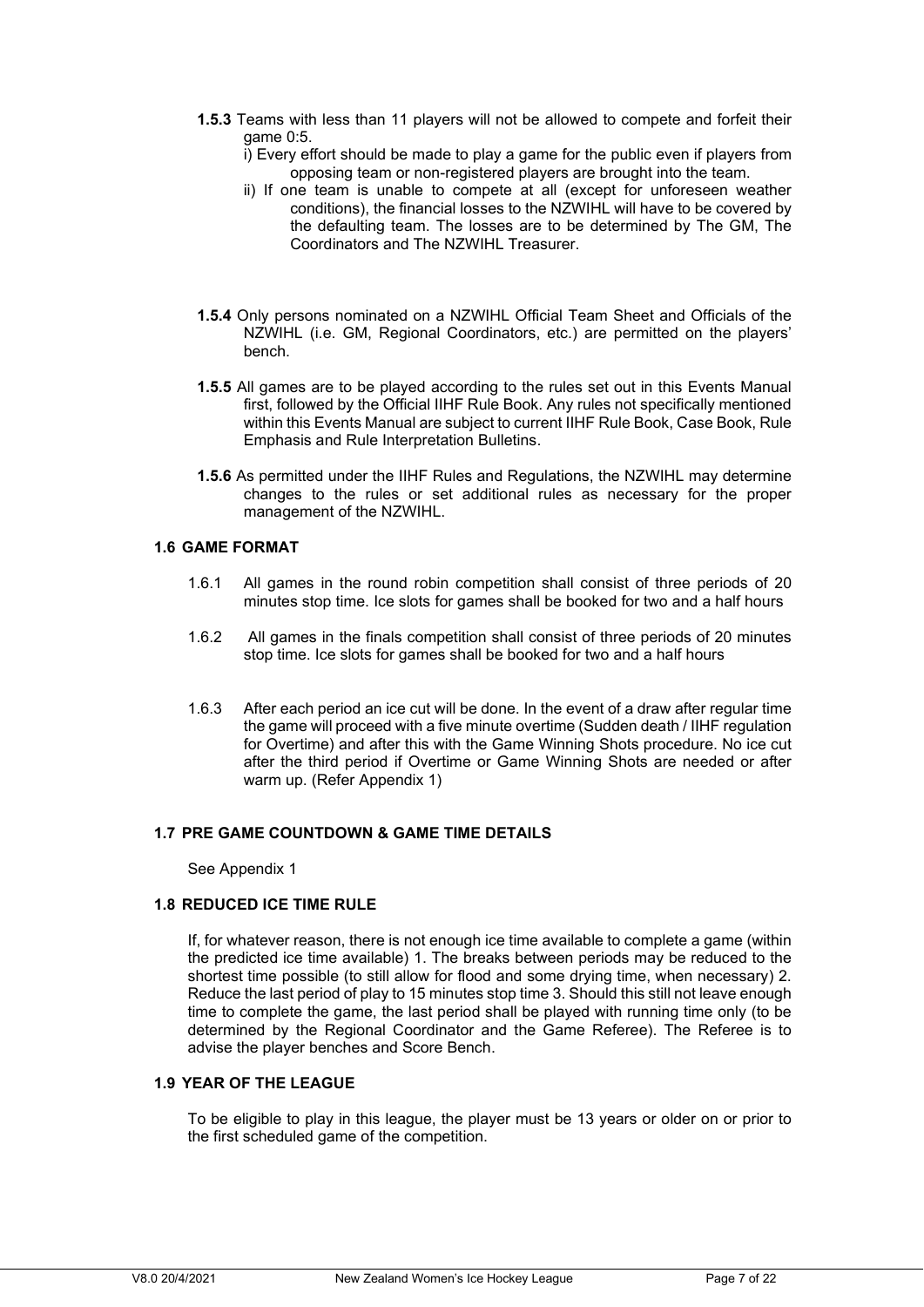**1.5.3** Teams with less than 11 players will not be allowed to compete and forfeit their game 0:5.

i) Every effort should be made to play a game for the public even if players from opposing team or non-registered players are brought into the team.

ii) If one team is unable to compete at all (except for unforeseen weather conditions), the financial losses to the NZWIHL will have to be covered by the defaulting team. The losses are to be determined by The GM, The Coordinators and The NZWIHL Treasurer.

**1.5.4** Only persons nominated on a NZWIHL Official Team Sheet and Officials of the NZWIHL (i.e. GM, Regional Coordinators, etc.) are permitted on the players' bench.

**1.5.5** All games are to be played according to the rules set out in this Events Manual first, followed by the Official IIHF Rule Book. Any rules not specifically mentioned within this Events Manual are subject to current IIHF Rule Book, Case Book, Rule Emphasis and Rule Interpretation Bulletins.

**1.5.6** As permitted under the IIHF Rules and Regulations, the NZWIHL may determine changes to the rules or set additional rules as necessary for the proper management of the NZWIHL.

## 1.6 GAME FORMAT

1.6.1 All games in the round robin competition shall consist of three periods of 20 minutes stop time. Ice slots for games shall be booked for two and a half hours

1.6.2 All games in the finals competition shall consist of three periods of 20 minutes stop time. Ice slots for games shall be booked for two and a half hours

1.6.3 After each period an ice cut will be done. In the event of a draw after regular time the game will proceed with a five minute overtime (Sudden death / IIHF regulation for Overtime) and after this with the Game Winning Shots procedure. No ice cut after the third period if Overtime or Game Winning Shots are needed or after warm up. (Refer Appendix 1)

## 1.7 PRE GAME COUNTDOWN & GAME TIME DETAILS

See Appendix 1

## 1.8 REDUCED ICE TIME RULE

If, for whatever reason, there is not enough ice time available to complete a game (within the predicted ice time available) 1. The breaks between periods may be reduced to the shortest time possible (to still allow for flood and some drying time, when necessary) 2. Reduce the last period of play to 15 minutes stop time 3. Should this still not leave enough time to complete the game, the last period shall be played with running time only (to be determined by the Regional Coordinator and the Game Referee). The Referee is to advise the player benches and Score Bench.

## 1.9 YEAR OF THE LEAGUE

To be eligible to play in this league, the player must be 13 years or older on or prior to the first scheduled game of the competition.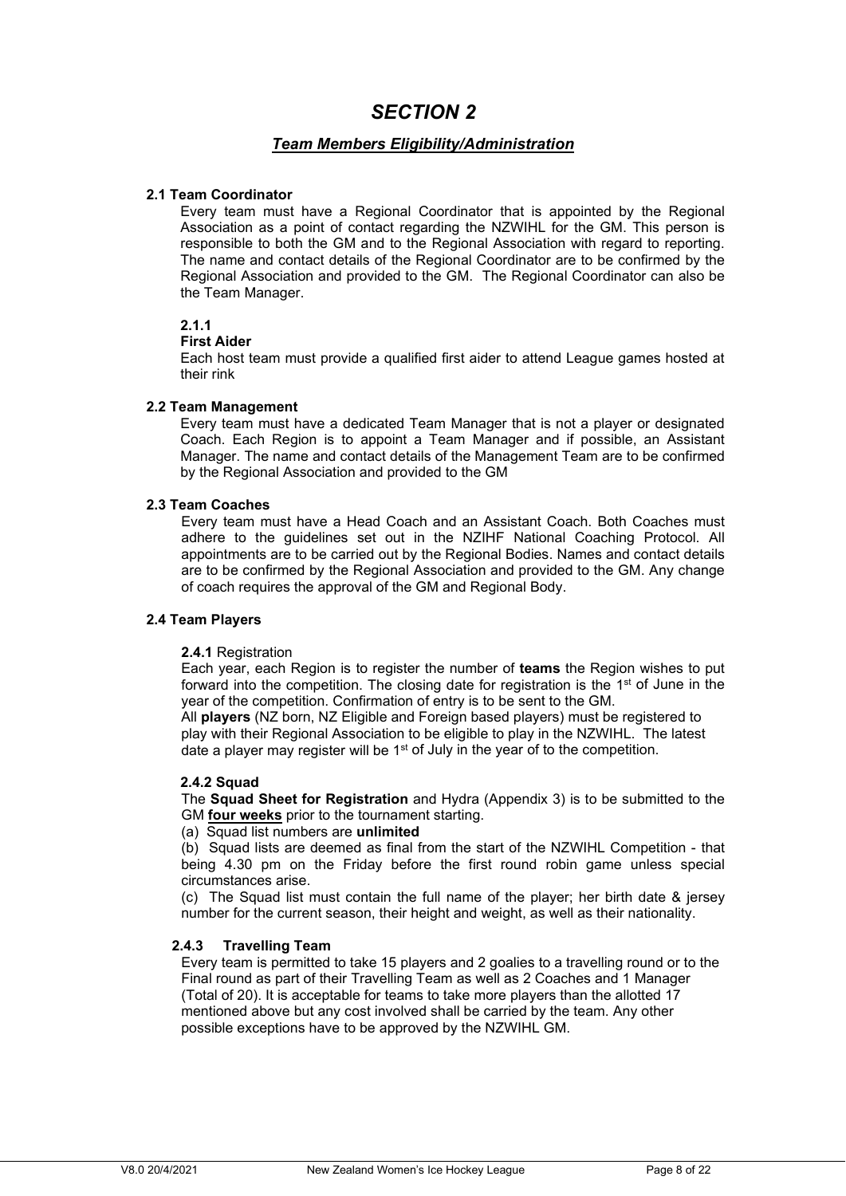# *SECTION 2*

## ***Team Members Eligibility/Administration***

### 2.1 Team Coordinator

Every team must have a Regional Coordinator that is appointed by the Regional Association as a point of contact regarding the NZWIHL for the GM. This person is responsible to both the GM and to the Regional Association with regard to reporting. The name and contact details of the Regional Coordinator are to be confirmed by the Regional Association and provided to the GM. The Regional Coordinator can also be the Team Manager.

**2.1.1**

**First Aider**

Each host team must provide a qualified first aider to attend League games hosted at their rink

### 2.2 Team Management

Every team must have a dedicated Team Manager that is not a player or designated Coach. Each Region is to appoint a Team Manager and if possible, an Assistant Manager. The name and contact details of the Management Team are to be confirmed by the Regional Association and provided to the GM

### 2.3 Team Coaches

Every team must have a Head Coach and an Assistant Coach. Both Coaches must adhere to the guidelines set out in the NZIHF National Coaching Protocol. All appointments are to be carried out by the Regional Bodies. Names and contact details are to be confirmed by the Regional Association and provided to the GM. Any change of coach requires the approval of the GM and Regional Body.

### 2.4 Team Players

**2.4.1** Registration

Each year, each Region is to register the number of **teams** the Region wishes to put forward into the competition. The closing date for registration is the 1st of June in the year of the competition. Confirmation of entry is to be sent to the GM.

All **players** (NZ born, NZ Eligible and Foreign based players) must be registered to play with their Regional Association to be eligible to play in the NZWIHL. The latest date a player may register will be 1st of July in the year of to the competition.

**2.4.2 Squad**

The **Squad Sheet for Registration** and Hydra (Appendix 3) is to be submitted to the GM **four weeks** prior to the tournament starting.

(a) Squad list numbers are **unlimited**

(b) Squad lists are deemed as final from the start of the NZWIHL Competition - that being 4.30 pm on the Friday before the first round robin game unless special circumstances arise.

(c) The Squad list must contain the full name of the player; her birth date & jersey number for the current season, their height and weight, as well as their nationality.

**2.4.3 Travelling Team**

Every team is permitted to take 15 players and 2 goalies to a travelling round or to the Final round as part of their Travelling Team as well as 2 Coaches and 1 Manager (Total of 20). It is acceptable for teams to take more players than the allotted 17 mentioned above but any cost involved shall be carried by the team. Any other possible exceptions have to be approved by the NZWIHL GM.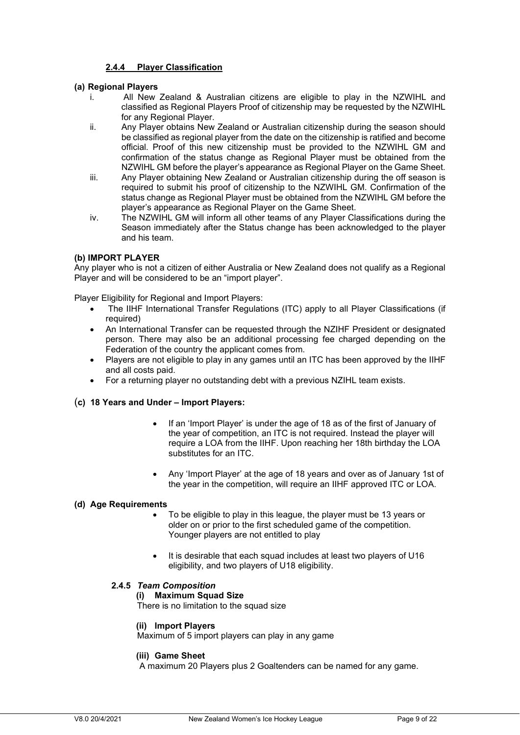### 2.4.4 Player Classification

**(a) Regional Players**

i. All New Zealand & Australian citizens are eligible to play in the NZWIHL and classified as Regional Players Proof of citizenship may be requested by the NZWIHL for any Regional Player.

ii. Any Player obtains New Zealand or Australian citizenship during the season should be classified as regional player from the date on the citizenship is ratified and become official. Proof of this new citizenship must be provided to the NZWIHL GM and confirmation of the status change as Regional Player must be obtained from the NZWIHL GM before the player's appearance as Regional Player on the Game Sheet.

iii. Any Player obtaining New Zealand or Australian citizenship during the off season is required to submit his proof of citizenship to the NZWIHL GM. Confirmation of the status change as Regional Player must be obtained from the NZWIHL GM before the player's appearance as Regional Player on the Game Sheet.

iv. The NZWIHL GM will inform all other teams of any Player Classifications during the Season immediately after the Status change has been acknowledged to the player and his team.

**(b) IMPORT PLAYER**

Any player who is not a citizen of either Australia or New Zealand does not qualify as a Regional Player and will be considered to be an "import player".

Player Eligibility for Regional and Import Players:

- The IIHF International Transfer Regulations (ITC) apply to all Player Classifications (if required)
- An International Transfer can be requested through the NZIHF President or designated person. There may also be an additional processing fee charged depending on the Federation of the country the applicant comes from.
- Players are not eligible to play in any games until an ITC has been approved by the IIHF and all costs paid.
- For a returning player no outstanding debt with a previous NZIHL team exists.

**(c) 18 Years and Under – Import Players:**

- If an 'Import Player' is under the age of 18 as of the first of January of the year of competition, an ITC is not required. Instead the player will require a LOA from the IIHF. Upon reaching her 18th birthday the LOA substitutes for an ITC.
- Any 'Import Player' at the age of 18 years and over as of January 1st of the year in the competition, will require an IIHF approved ITC or LOA.

**(d) Age Requirements**

- To be eligible to play in this league, the player must be 13 years or older on or prior to the first scheduled game of the competition. Younger players are not entitled to play
- It is desirable that each squad includes at least two players of U16 eligibility, and two players of U18 eligibility.

#### 2.4.5 *Team Composition*

**(i) Maximum Squad Size**

There is no limitation to the squad size

**(ii) Import Players**

Maximum of 5 import players can play in any game

**(iii) Game Sheet**

A maximum 20 Players plus 2 Goaltenders can be named for any game.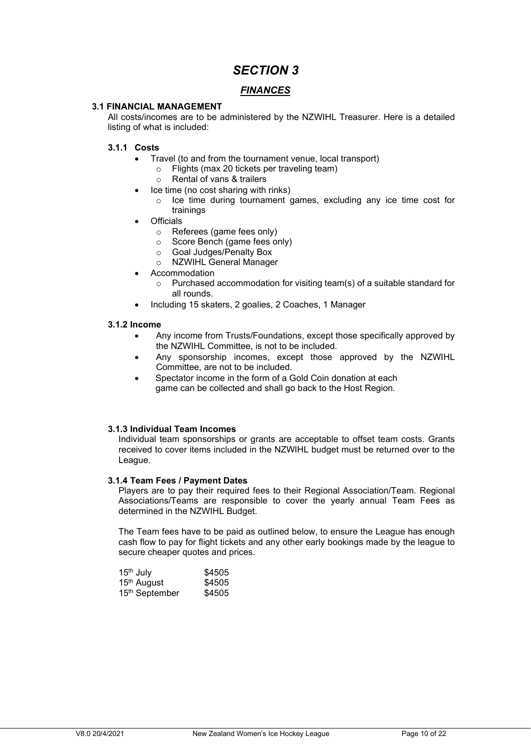# *SECTION 3*

## ***FINANCES***

### 3.1 FINANCIAL MANAGEMENT

All costs/incomes are to be administered by the NZWIHL Treasurer. Here is a detailed listing of what is included:

#### 3.1.1 Costs

- Travel (to and from the tournament venue, local transport)
  - Flights (max 20 tickets per traveling team)
  - Rental of vans & trailers
- Ice time (no cost sharing with rinks)
  - Ice time during tournament games, excluding any ice time cost for trainings
- Officials
  - Referees (game fees only)
  - Score Bench (game fees only)
  - Goal Judges/Penalty Box
  - NZWIHL General Manager
- Accommodation
  - Purchased accommodation for visiting team(s) of a suitable standard for all rounds.
- Including 15 skaters, 2 goalies, 2 Coaches, 1 Manager

#### 3.1.2 Income

- Any income from Trusts/Foundations, except those specifically approved by the NZWIHL Committee, is not to be included.
- Any sponsorship incomes, except those approved by the NZWIHL Committee, are not to be included.
- Spectator income in the form of a Gold Coin donation at each game can be collected and shall go back to the Host Region.

#### 3.1.3 Individual Team Incomes

Individual team sponsorships or grants are acceptable to offset team costs. Grants received to cover items included in the NZWIHL budget must be returned over to the League.

#### 3.1.4 Team Fees / Payment Dates

Players are to pay their required fees to their Regional Association/Team. Regional Associations/Teams are responsible to cover the yearly annual Team Fees as determined in the NZWIHL Budget.

The Team fees have to be paid as outlined below, to ensure the League has enough cash flow to pay for flight tickets and any other early bookings made by the league to secure cheaper quotes and prices.

| | |
|---|---|
| 15th July | $4505 |
| 15th August | $4505 |
| 15th September | $4505 |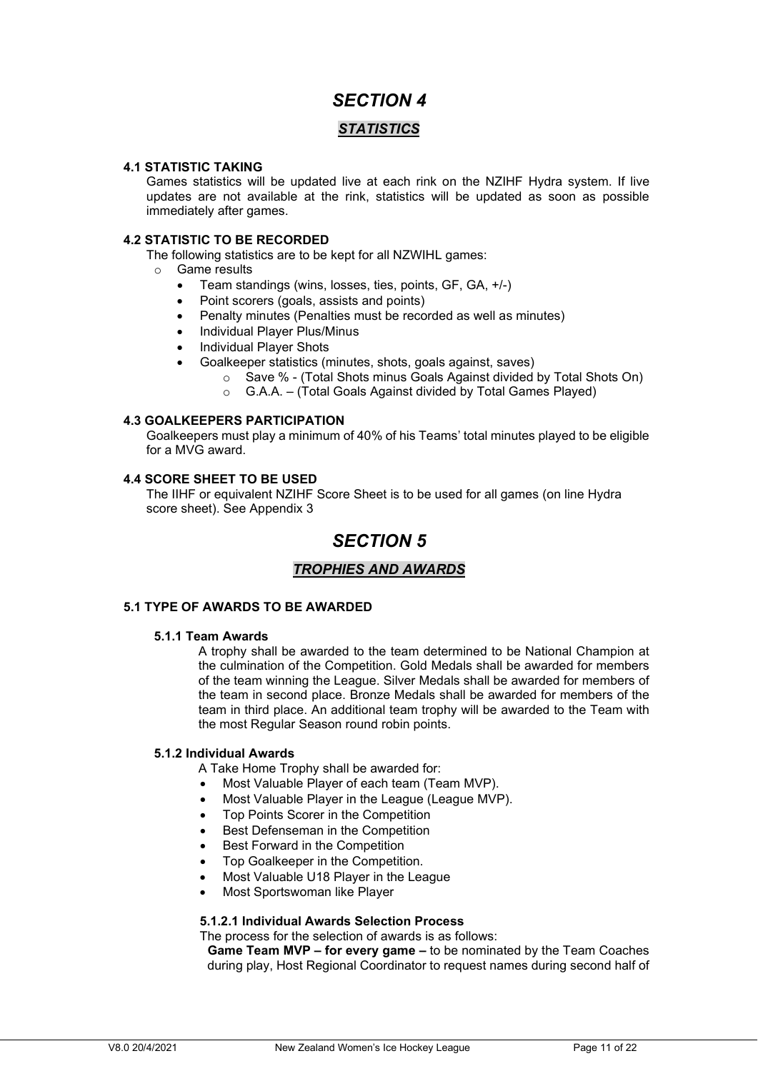# *SECTION 4*

## ***STATISTICS***

### 4.1 STATISTIC TAKING

Games statistics will be updated live at each rink on the NZIHF Hydra system. If live updates are not available at the rink, statistics will be updated as soon as possible immediately after games.

### 4.2 STATISTIC TO BE RECORDED

The following statistics are to be kept for all NZWIHL games:

- Game results
  - Team standings (wins, losses, ties, points, GF, GA, +/-)
  - Point scorers (goals, assists and points)
  - Penalty minutes (Penalties must be recorded as well as minutes)
  - Individual Player Plus/Minus
  - Individual Player Shots
  - Goalkeeper statistics (minutes, shots, goals against, saves)
    - Save % - (Total Shots minus Goals Against divided by Total Shots On)
    - G.A.A. – (Total Goals Against divided by Total Games Played)

### 4.3 GOALKEEPERS PARTICIPATION

Goalkeepers must play a minimum of 40% of his Teams' total minutes played to be eligible for a MVG award.

### 4.4 SCORE SHEET TO BE USED

The IIHF or equivalent NZIHF Score Sheet is to be used for all games (on line Hydra score sheet). See Appendix 3

# *SECTION 5*

## ***TROPHIES AND AWARDS***

### 5.1 TYPE OF AWARDS TO BE AWARDED

#### 5.1.1 Team Awards

A trophy shall be awarded to the team determined to be National Champion at the culmination of the Competition. Gold Medals shall be awarded for members of the team winning the League. Silver Medals shall be awarded for members of the team in second place. Bronze Medals shall be awarded for members of the team in third place. An additional team trophy will be awarded to the Team with the most Regular Season round robin points.

#### 5.1.2 Individual Awards

A Take Home Trophy shall be awarded for:

- Most Valuable Player of each team (Team MVP).
- Most Valuable Player in the League (League MVP).
- Top Points Scorer in the Competition
- Best Defenseman in the Competition
- Best Forward in the Competition
- Top Goalkeeper in the Competition.
- Most Valuable U18 Player in the League
- Most Sportswoman like Player

##### 5.1.2.1 Individual Awards Selection Process

The process for the selection of awards is as follows:

**Game Team MVP – for every game –** to be nominated by the Team Coaches during play, Host Regional Coordinator to request names during second half of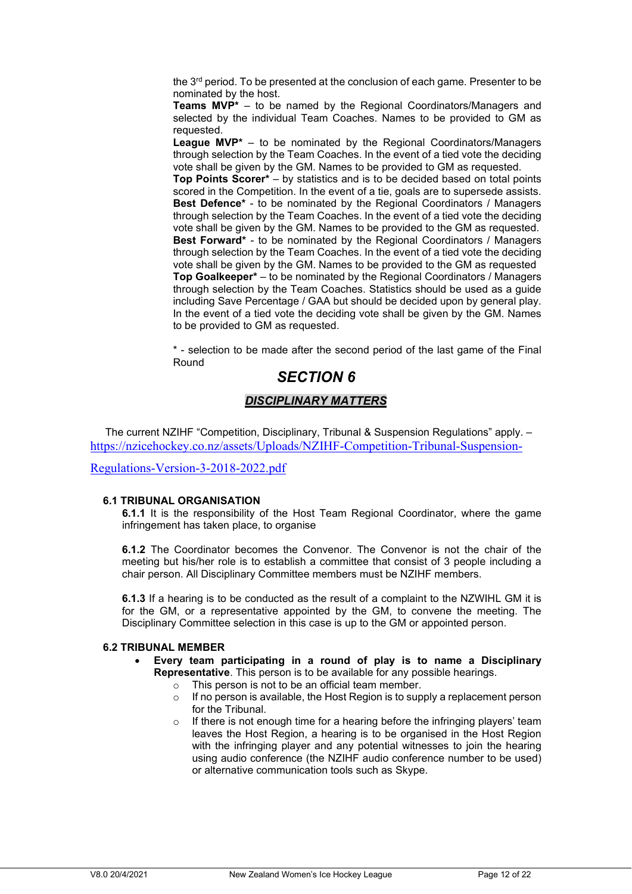the 3rd period. To be presented at the conclusion of each game. Presenter to be nominated by the host.

**Teams MVP*** – to be named by the Regional Coordinators/Managers and selected by the individual Team Coaches. Names to be provided to GM as requested.

**League MVP*** – to be nominated by the Regional Coordinators/Managers through selection by the Team Coaches. In the event of a tied vote the deciding vote shall be given by the GM. Names to be provided to GM as requested.

**Top Points Scorer*** – by statistics and is to be decided based on total points scored in the Competition. In the event of a tie, goals are to supersede assists.

**Best Defence*** - to be nominated by the Regional Coordinators / Managers through selection by the Team Coaches. In the event of a tied vote the deciding vote shall be given by the GM. Names to be provided to the GM as requested.

**Best Forward*** - to be nominated by the Regional Coordinators / Managers through selection by the Team Coaches. In the event of a tied vote the deciding vote shall be given by the GM. Names to be provided to the GM as requested

**Top Goalkeeper*** – to be nominated by the Regional Coordinators / Managers through selection by the Team Coaches. Statistics should be used as a guide including Save Percentage / GAA but should be decided upon by general play. In the event of a tied vote the deciding vote shall be given by the GM. Names to be provided to GM as requested.

* - selection to be made after the second period of the last game of the Final Round

# *SECTION 6*

## ***DISCIPLINARY MATTERS***

The current NZIHF "Competition, Disciplinary, Tribunal & Suspension Regulations" apply. – https://nzicehockey.co.nz/assets/Uploads/NZIHF-Competition-Tribunal-Suspension-Regulations-Version-3-2018-2022.pdf

### 6.1 TRIBUNAL ORGANISATION

**6.1.1** It is the responsibility of the Host Team Regional Coordinator, where the game infringement has taken place, to organise

**6.1.2** The Coordinator becomes the Convenor. The Convenor is not the chair of the meeting but his/her role is to establish a committee that consist of 3 people including a chair person. All Disciplinary Committee members must be NZIHF members.

**6.1.3** If a hearing is to be conducted as the result of a complaint to the NZWIHL GM it is for the GM, or a representative appointed by the GM, to convene the meeting. The Disciplinary Committee selection in this case is up to the GM or appointed person.

### 6.2 TRIBUNAL MEMBER

- **Every team participating in a round of play is to name a Disciplinary Representative**. This person is to be available for any possible hearings.
  - This person is not to be an official team member.
  - If no person is available, the Host Region is to supply a replacement person for the Tribunal.
  - If there is not enough time for a hearing before the infringing players' team leaves the Host Region, a hearing is to be organised in the Host Region with the infringing player and any potential witnesses to join the hearing using audio conference (the NZIHF audio conference number to be used) or alternative communication tools such as Skype.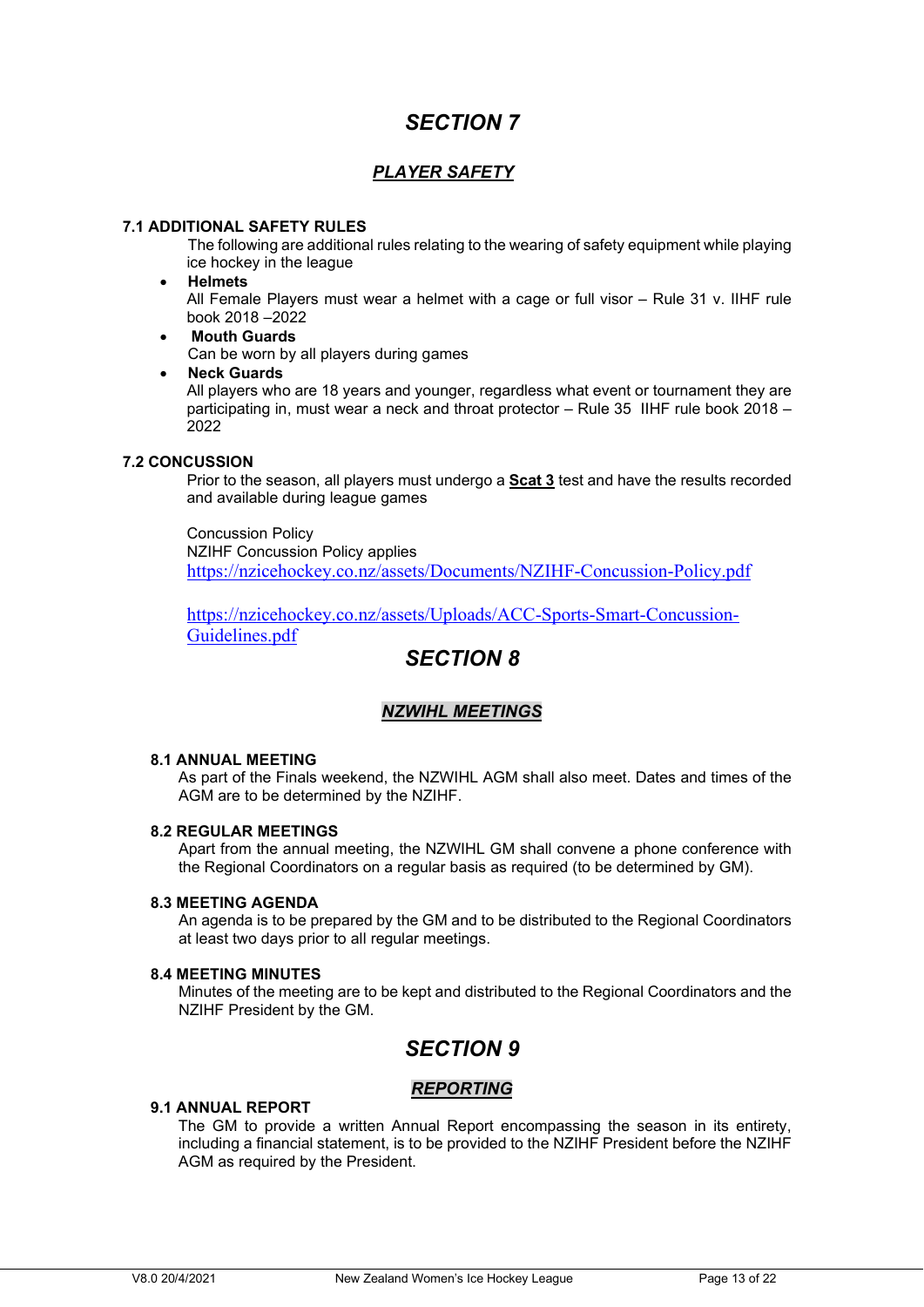# SECTION 7

## *PLAYER SAFETY*

### 7.1 ADDITIONAL SAFETY RULES

The following are additional rules relating to the wearing of safety equipment while playing ice hockey in the league

- **Helmets**
  All Female Players must wear a helmet with a cage or full visor – Rule 31 v. IIHF rule book 2018 –2022
- **Mouth Guards**
  Can be worn by all players during games
- **Neck Guards**
  All players who are 18 years and younger, regardless what event or tournament they are participating in, must wear a neck and throat protector – Rule 35 IIHF rule book 2018 – 2022

### 7.2 CONCUSSION

Prior to the season, all players must undergo a **Scat 3** test and have the results recorded and available during league games

Concussion Policy
NZIHF Concussion Policy applies
https://nzicehockey.co.nz/assets/Documents/NZIHF-Concussion-Policy.pdf

https://nzicehockey.co.nz/assets/Uploads/ACC-Sports-Smart-Concussion-Guidelines.pdf

# SECTION 8

## *NZWIHL MEETINGS*

### 8.1 ANNUAL MEETING

As part of the Finals weekend, the NZWIHL AGM shall also meet. Dates and times of the AGM are to be determined by the NZIHF.

### 8.2 REGULAR MEETINGS

Apart from the annual meeting, the NZWIHL GM shall convene a phone conference with the Regional Coordinators on a regular basis as required (to be determined by GM).

### 8.3 MEETING AGENDA

An agenda is to be prepared by the GM and to be distributed to the Regional Coordinators at least two days prior to all regular meetings.

### 8.4 MEETING MINUTES

Minutes of the meeting are to be kept and distributed to the Regional Coordinators and the NZIHF President by the GM.

# SECTION 9

## *REPORTING*

### 9.1 ANNUAL REPORT

The GM to provide a written Annual Report encompassing the season in its entirety, including a financial statement, is to be provided to the NZIHF President before the NZIHF AGM as required by the President.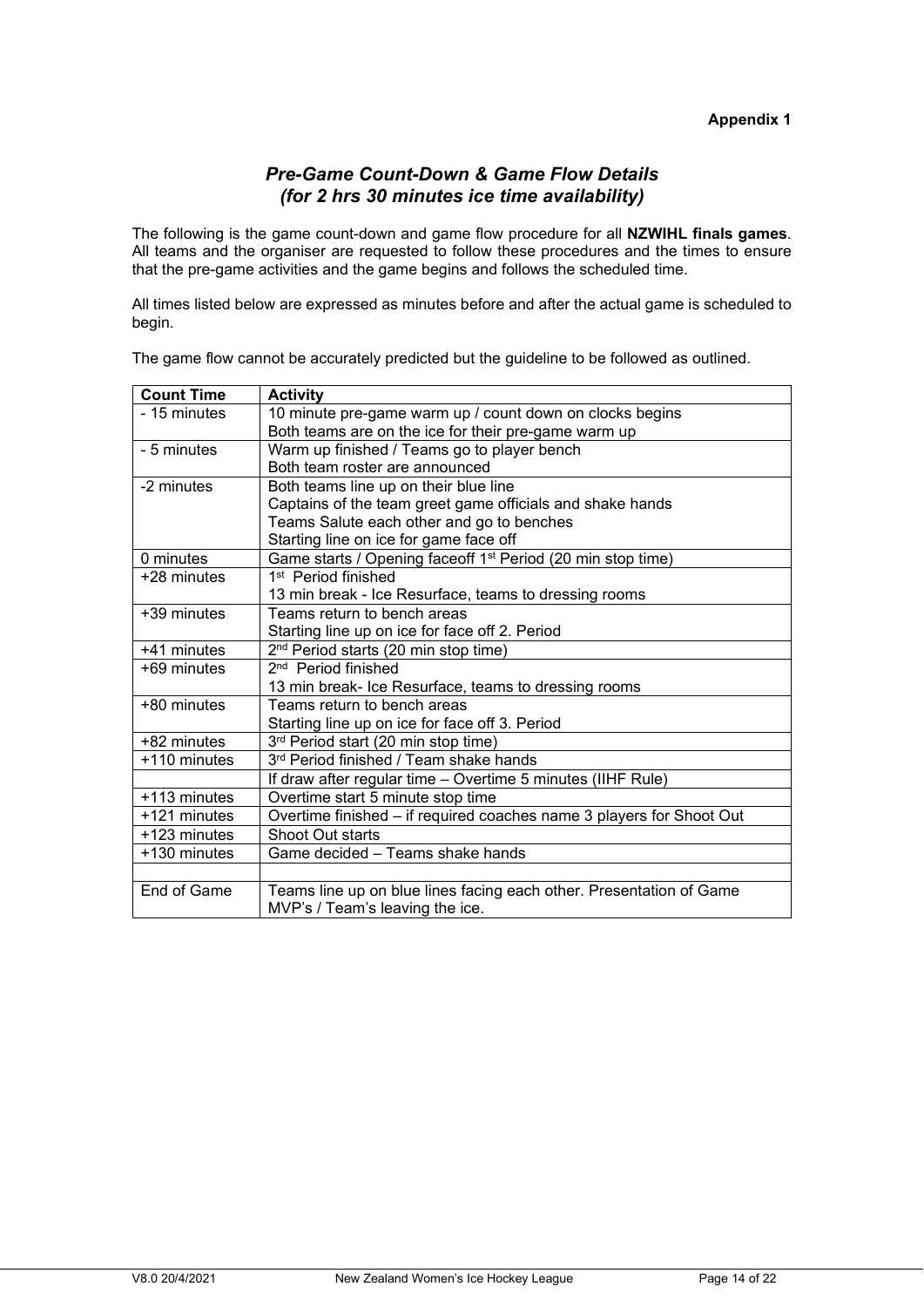**Appendix 1**

## *Pre-Game Count-Down & Game Flow Details (for 2 hrs 30 minutes ice time availability)*

The following is the game count-down and game flow procedure for all **NZWIHL finals games**. All teams and the organiser are requested to follow these procedures and the times to ensure that the pre-game activities and the game begins and follows the scheduled time.

All times listed below are expressed as minutes before and after the actual game is scheduled to begin.

The game flow cannot be accurately predicted but the guideline to be followed as outlined.

| Count Time | Activity |
|---|---|
| - 15 minutes | 10 minute pre-game warm up / count down on clocks begins<br>Both teams are on the ice for their pre-game warm up |
| - 5 minutes | Warm up finished / Teams go to player bench<br>Both team roster are announced |
| -2 minutes | Both teams line up on their blue line<br>Captains of the team greet game officials and shake hands<br>Teams Salute each other and go to benches<br>Starting line on ice for game face off |
| 0 minutes | Game starts / Opening faceoff 1st Period (20 min stop time) |
| +28 minutes | 1st Period finished<br>13 min break - Ice Resurface, teams to dressing rooms |
| +39 minutes | Teams return to bench areas<br>Starting line up on ice for face off 2. Period |
| +41 minutes | 2nd Period starts (20 min stop time) |
| +69 minutes | 2nd Period finished<br>13 min break- Ice Resurface, teams to dressing rooms |
| +80 minutes | Teams return to bench areas<br>Starting line up on ice for face off 3. Period |
| +82 minutes | 3rd Period start (20 min stop time) |
| +110 minutes | 3rd Period finished / Team shake hands |
| | If draw after regular time – Overtime 5 minutes (IIHF Rule) |
| +113 minutes | Overtime start 5 minute stop time |
| +121 minutes | Overtime finished – if required coaches name 3 players for Shoot Out |
| +123 minutes | Shoot Out starts |
| +130 minutes | Game decided – Teams shake hands |
| | |
| End of Game | Teams line up on blue lines facing each other. Presentation of Game MVP's / Team's leaving the ice. |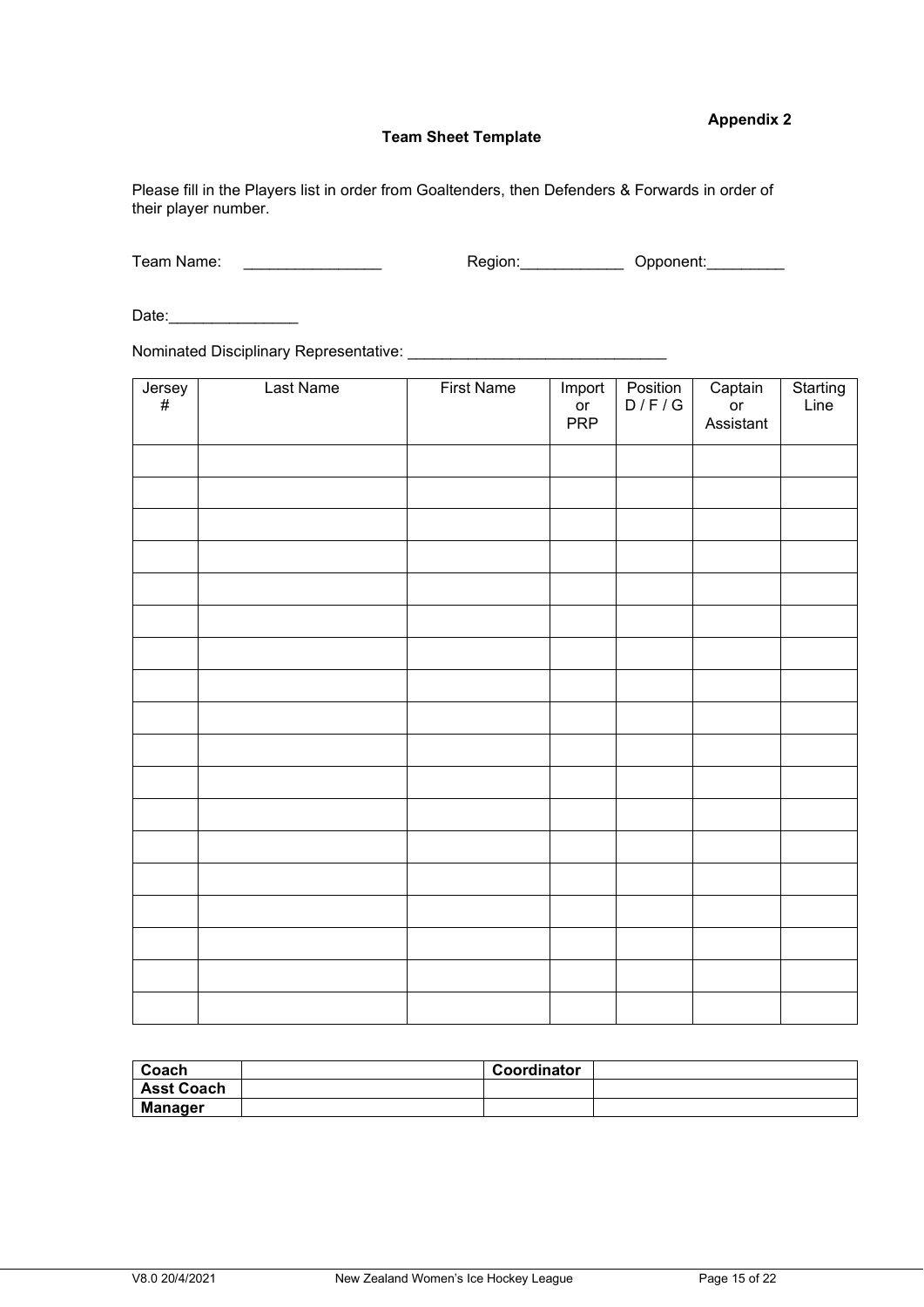**Appendix 2**

**Team Sheet Template**

Please fill in the Players list in order from Goaltenders, then Defenders & Forwards in order of their player number.

Team Name: ________________ Region:____________ Opponent:_________

Date:_______________

Nominated Disciplinary Representative: ______________________________

| Jersey # | Last Name | First Name | Import or PRP | Position D / F / G | Captain or Assistant | Starting Line |
|---|---|---|---|---|---|---|
| | | | | | | |
| | | | | | | |
| | | | | | | |
| | | | | | | |
| | | | | | | |
| | | | | | | |
| | | | | | | |
| | | | | | | |
| | | | | | | |
| | | | | | | |
| | | | | | | |
| | | | | | | |
| | | | | | | |
| | | | | | | |
| | | | | | | |
| | | | | | | |
| | | | | | | |
| | | | | | | |

| **Coach** | | **Coordinator** | |
|---|---|---|---|
| **Asst Coach** | | | |
| **Manager** | | | |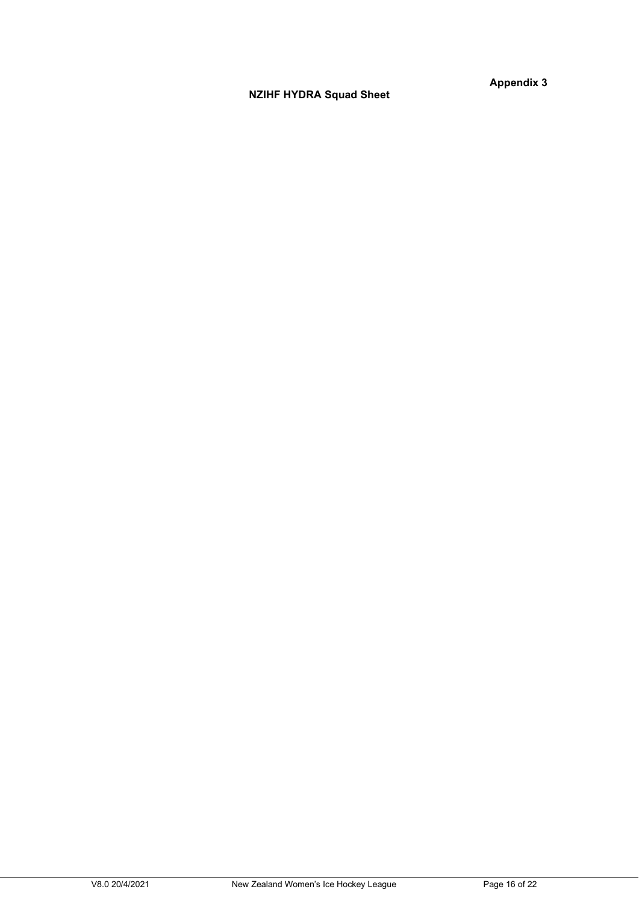**Appendix 3**

## NZIHF HYDRA Squad Sheet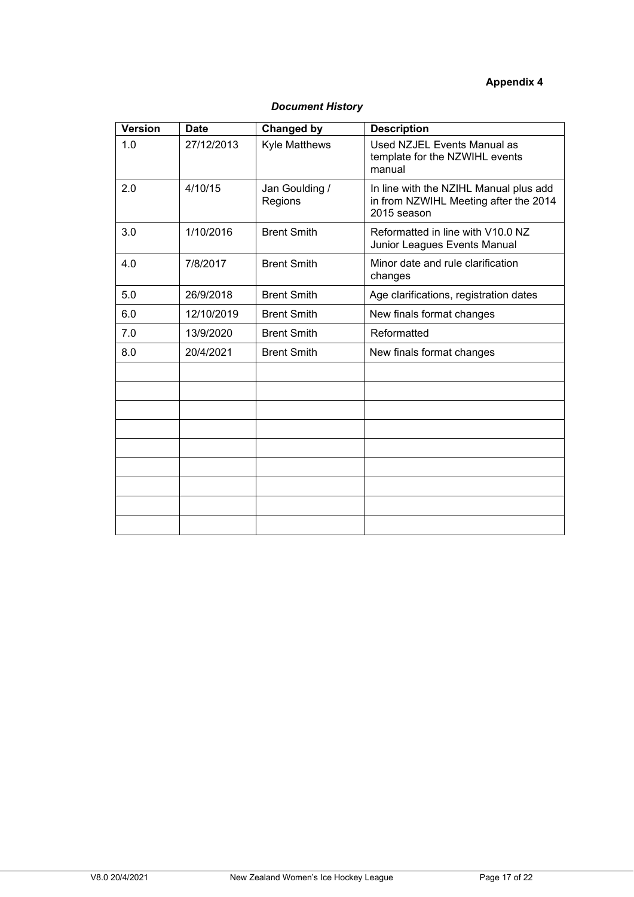**Appendix 4**

***Document History***

| Version | Date | Changed by | Description |
|---|---|---|---|
| 1.0 | 27/12/2013 | Kyle Matthews | Used NZJEL Events Manual as template for the NZWIHL events manual |
| 2.0 | 4/10/15 | Jan Goulding / Regions | In line with the NZIHL Manual plus add in from NZWIHL Meeting after the 2014 2015 season |
| 3.0 | 1/10/2016 | Brent Smith | Reformatted in line with V10.0 NZ Junior Leagues Events Manual |
| 4.0 | 7/8/2017 | Brent Smith | Minor date and rule clarification changes |
| 5.0 | 26/9/2018 | Brent Smith | Age clarifications, registration dates |
| 6.0 | 12/10/2019 | Brent Smith | New finals format changes |
| 7.0 | 13/9/2020 | Brent Smith | Reformatted |
| 8.0 | 20/4/2021 | Brent Smith | New finals format changes |
| | | | |
| | | | |
| | | | |
| | | | |
| | | | |
| | | | |
| | | | |
| | | | |
| | | | |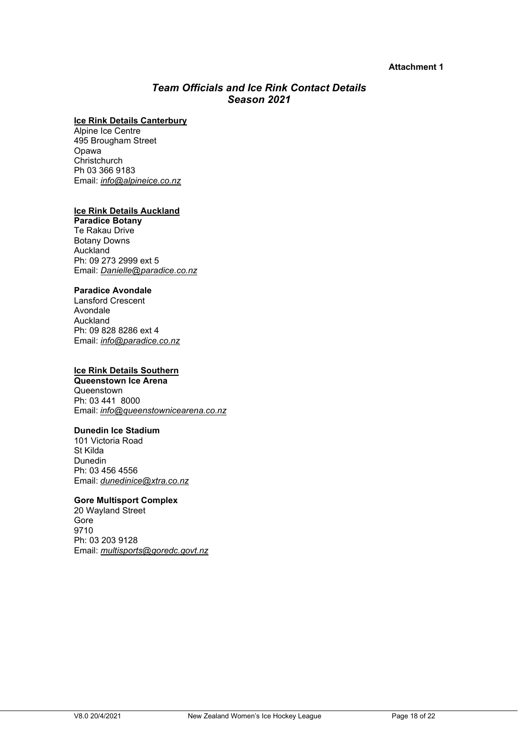**Attachment 1**

## *Team Officials and Ice Rink Contact Details*
## *Season 2021*

**Ice Rink Details Canterbury**

Alpine Ice Centre
495 Brougham Street
Opawa
Christchurch
Ph 03 366 9183
Email: *info@alpineice.co.nz*

**Ice Rink Details Auckland**

**Paradice Botany**
Te Rakau Drive
Botany Downs
Auckland
Ph: 09 273 2999 ext 5
Email: *Danielle@paradice.co.nz*

**Paradice Avondale**
Lansford Crescent
Avondale
Auckland
Ph: 09 828 8286 ext 4
Email: *info@paradice.co.nz*

**Ice Rink Details Southern**

**Queenstown Ice Arena**
Queenstown
Ph: 03 441 8000
Email: *info@queenstownicearena.co.nz*

**Dunedin Ice Stadium**
101 Victoria Road
St Kilda
Dunedin
Ph: 03 456 4556
Email: *dunedinice@xtra.co.nz*

**Gore Multisport Complex**
20 Wayland Street
Gore
9710
Ph: 03 203 9128
Email: *multisports@goredc.govt.nz*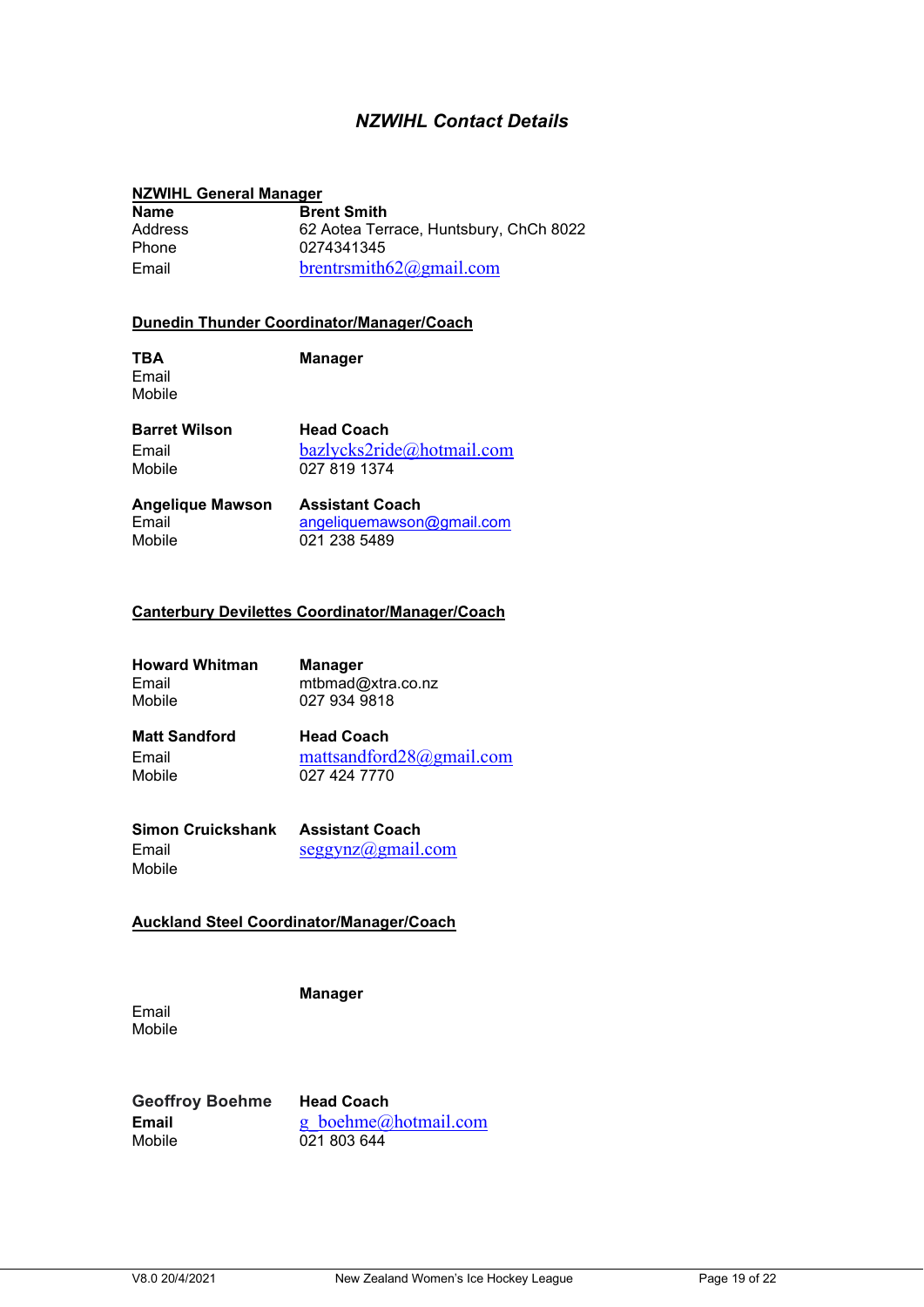# *NZWIHL Contact Details*

**NZWIHL General Manager**

| **Name** | **Brent Smith** |
|---|---|
| Address | 62 Aotea Terrace, Huntsbury, ChCh 8022 |
| Phone | 0274341345 |
| Email | brentrsmith62@gmail.com |

**Dunedin Thunder Coordinator/Manager/Coach**

**TBA** — **Manager**
Email
Mobile

**Barret Wilson** — **Head Coach**
Email: bazlycks2ride@hotmail.com
Mobile: 027 819 1374

**Angelique Mawson** — **Assistant Coach**
Email: angeliquemawson@gmail.com
Mobile: 021 238 5489

**Canterbury Devilettes Coordinator/Manager/Coach**

**Howard Whitman** — **Manager**
Email: mtbmad@xtra.co.nz
Mobile: 027 934 9818

**Matt Sandford** — **Head Coach**
Email: mattsandford28@gmail.com
Mobile: 027 424 7770

**Simon Cruickshank** — **Assistant Coach**
Email: seggynz@gmail.com
Mobile

**Auckland Steel Coordinator/Manager/Coach**

**Manager**
Email
Mobile

**Geoffroy Boehme** — **Head Coach**
**Email**: g_boehme@hotmail.com
Mobile: 021 803 644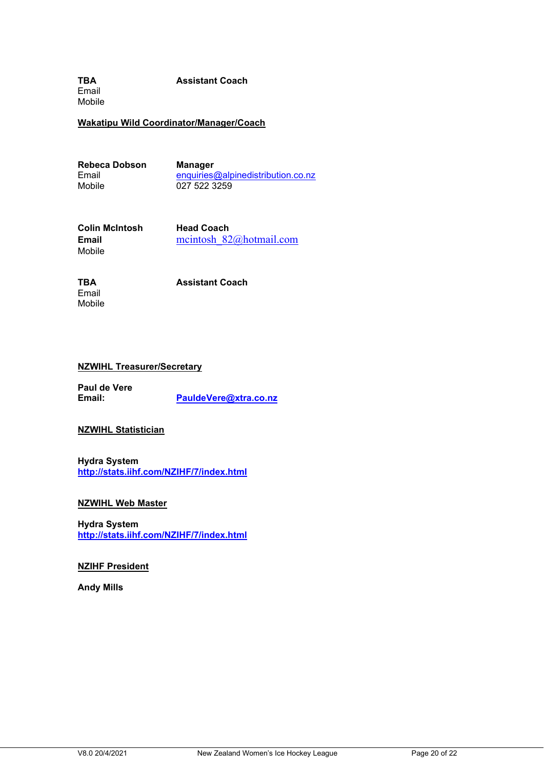**TBA** **Assistant Coach**
Email
Mobile

**Wakatipu Wild Coordinator/Manager/Coach**

**Rebeca Dobson** **Manager**
Email enquiries@alpinedistribution.co.nz
Mobile 027 522 3259

**Colin McIntosh** **Head Coach**
**Email** mcintosh_82@hotmail.com
Mobile

**TBA** **Assistant Coach**
Email
Mobile

**NZWIHL Treasurer/Secretary**

**Paul de Vere**
**Email:** **PauldeVere@xtra.co.nz**

**NZWIHL Statistician**

**Hydra System**
**http://stats.iihf.com/NZIHF/7/index.html**

**NZWIHL Web Master**

**Hydra System**
**http://stats.iihf.com/NZIHF/7/index.html**

**NZIHF President**

**Andy Mills**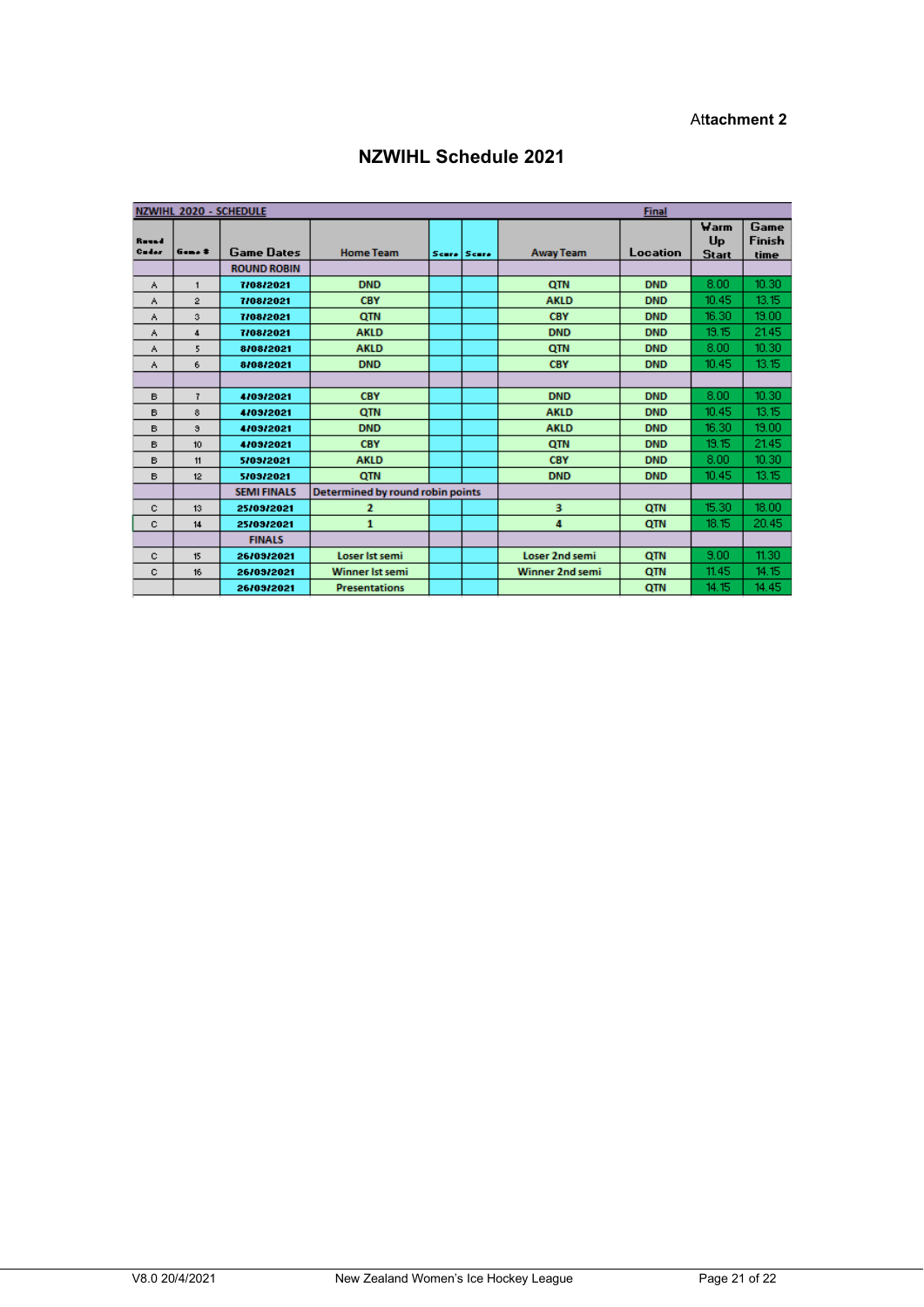Attachment 2

# NZWIHL Schedule 2021

| NZWIHL 2020 - SCHEDULE | | | | | | | Final | | |
|---|---|---|---|---|---|---|---|---|---|
| Round Order | Game # | Game Dates | Home Team | Score | Score | Away Team | Location | Warm Up Start | Game Finish time |
| | | ROUND ROBIN | | | | | | | |
| A | 1 | 7/08/2021 | DND | | | QTN | DND | 8.00 | 10.30 |
| A | 2 | 7/08/2021 | CBY | | | AKLD | DND | 10.45 | 13.15 |
| A | 3 | 7/08/2021 | QTN | | | CBY | DND | 16.30 | 19.00 |
| A | 4 | 7/08/2021 | AKLD | | | DND | DND | 19.15 | 21.45 |
| A | 5 | 8/08/2021 | AKLD | | | QTN | DND | 8.00 | 10.30 |
| A | 6 | 8/08/2021 | DND | | | CBY | DND | 10.45 | 13.15 |
| | | | | | | | | | |
| B | 7 | 4/09/2021 | CBY | | | DND | DND | 8.00 | 10.30 |
| B | 8 | 4/09/2021 | QTN | | | AKLD | DND | 10.45 | 13.15 |
| B | 9 | 4/09/2021 | DND | | | AKLD | DND | 16.30 | 19.00 |
| B | 10 | 4/09/2021 | CBY | | | QTN | DND | 19.15 | 21.45 |
| B | 11 | 5/09/2021 | AKLD | | | CBY | DND | 8.00 | 10.30 |
| B | 12 | 5/09/2021 | QTN | | | DND | DND | 10.45 | 13.15 |
| | | SEMI FINALS | Determined by round robin points | | | | | | |
| C | 13 | 25/09/2021 | 2 | | | 3 | QTN | 15.30 | 18.00 |
| C | 14 | 25/09/2021 | 1 | | | 4 | QTN | 18.15 | 20.45 |
| | | FINALS | | | | | | | |
| C | 15 | 26/09/2021 | Loser Ist semi | | | Loser 2nd semi | QTN | 9.00 | 11.30 |
| C | 16 | 26/09/2021 | Winner Ist semi | | | Winner 2nd semi | QTN | 11.45 | 14.15 |
| | | 26/09/2021 | Presentations | | | | QTN | 14.15 | 14.45 |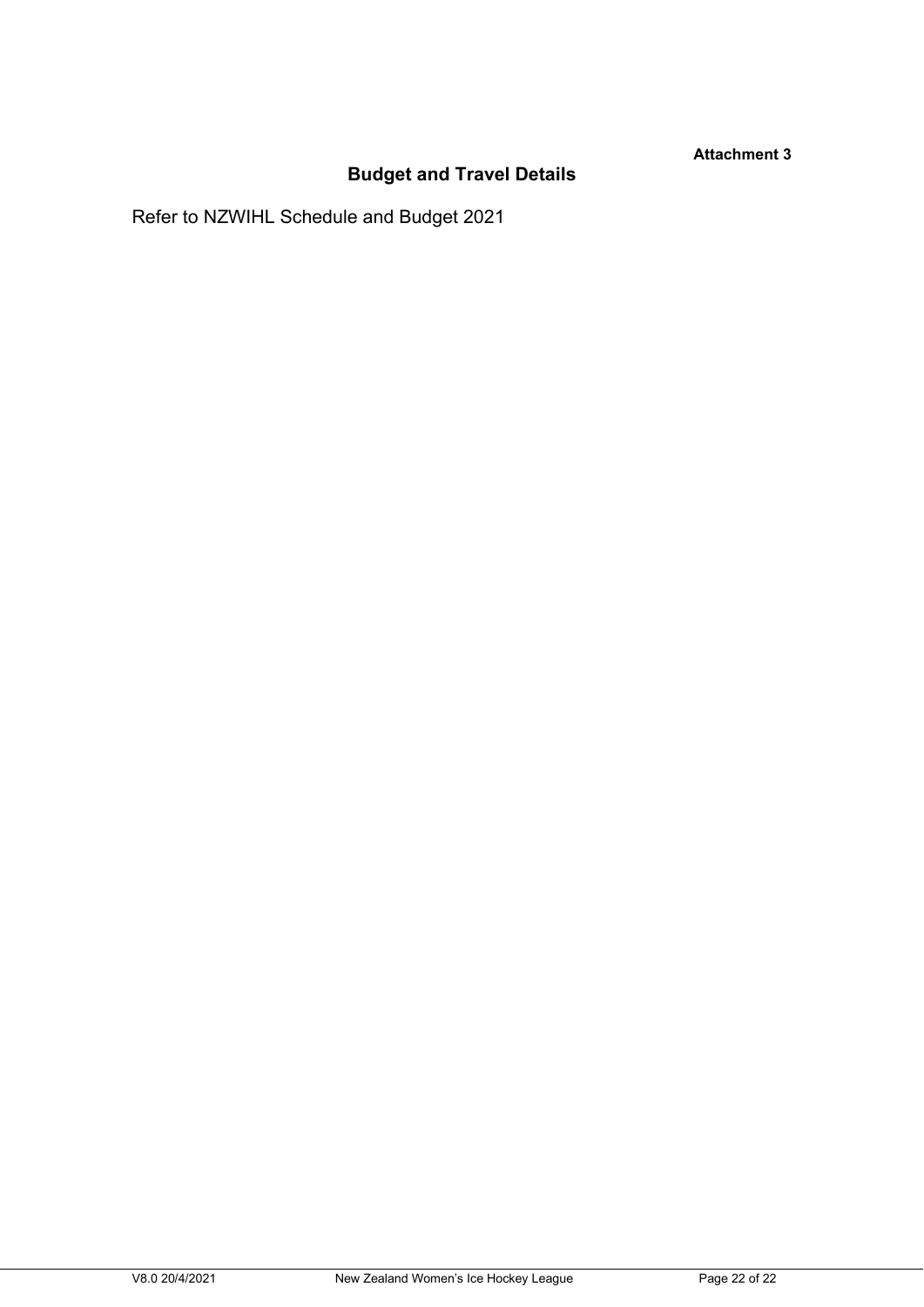**Attachment 3**

## Budget and Travel Details

Refer to NZWIHL Schedule and Budget 2021